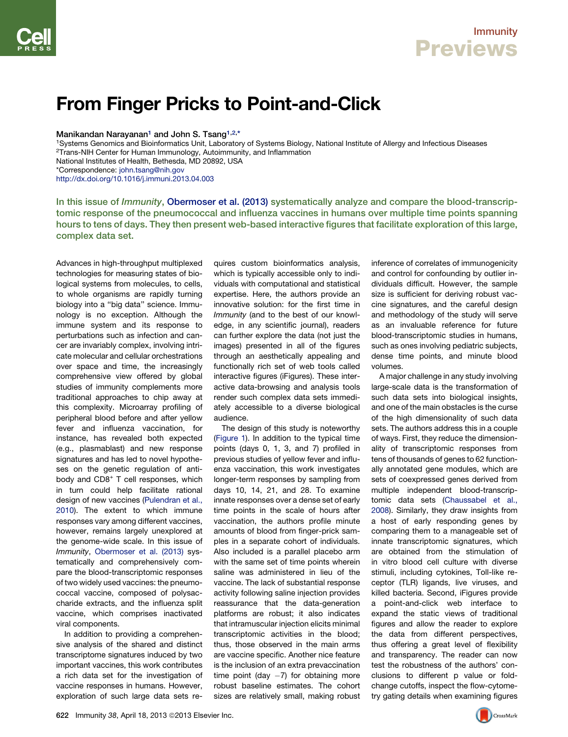# From Finger Pricks to Point-and-Click

Manikandan Narayanan[1] and John S. Tsang[1,2,*]

[1]Systems Genomics and Bioinformatics Unit, Laboratory of Systems Biology, National Institute of Allergy and Infectious Diseases
[2]Trans-NIH Center for Human Immunology, Autoimmunity, and Inflammation
National Institutes of Health, Bethesda, MD 20892, USA
*Correspondence: john.tsang@nih.gov
http://dx.doi.org/10.1016/j.immuni.2013.04.003

**In this issue of *Immunity*, Obermoser et al. (2013) systematically analyze and compare the blood-transcriptomic response of the pneumococcal and influenza vaccines in humans over multiple time points spanning hours to tens of days. They then present web-based interactive figures that facilitate exploration of this large, complex data set.**

Advances in high-throughput multiplexed technologies for measuring states of biological systems from molecules, to cells, to whole organisms are rapidly turning biology into a "big data" science. Immunology is no exception. Although the immune system and its response to perturbations such as infection and cancer are invariably complex, involving intricate molecular and cellular orchestrations over space and time, the increasingly comprehensive view offered by global studies of immunity complements more traditional approaches to chip away at this complexity. Microarray profiling of peripheral blood before and after yellow fever and influenza vaccination, for instance, has revealed both expected (e.g., plasmablast) and new response signatures and has led to novel hypotheses on the genetic regulation of antibody and CD8$^+$ T cell responses, which in turn could help facilitate rational design of new vaccines (Pulendran et al., 2010). The extent to which immune responses vary among different vaccines, however, remains largely unexplored at the genome-wide scale. In this issue of *Immunity*, Obermoser et al. (2013) systematically and comprehensively compare the blood-transcriptomic responses of two widely used vaccines: the pneumococcal vaccine, composed of polysaccharide extracts, and the influenza split vaccine, which comprises inactivated viral components.

In addition to providing a comprehensive analysis of the shared and distinct transcriptome signatures induced by two important vaccines, this work contributes a rich data set for the investigation of vaccine responses in humans. However, exploration of such large data sets requires custom bioinformatics analysis, which is typically accessible only to individuals with computational and statistical expertise. Here, the authors provide an innovative solution: for the first time in *Immunity* (and to the best of our knowledge, in any scientific journal), readers can further explore the data (not just the images) presented in all of the figures through an aesthetically appealing and functionally rich set of web tools called interactive figures (iFigures). These interactive data-browsing and analysis tools render such complex data sets immediately accessible to a diverse biological audience.

The design of this study is noteworthy (Figure 1). In addition to the typical time points (days 0, 1, 3, and 7) profiled in previous studies of yellow fever and influenza vaccination, this work investigates longer-term responses by sampling from days 10, 14, 21, and 28. To examine innate responses over a dense set of early time points in the scale of hours after vaccination, the authors profile minute amounts of blood from finger-prick samples in a separate cohort of individuals. Also included is a parallel placebo arm with the same set of time points wherein saline was administered in lieu of the vaccine. The lack of substantial response activity following saline injection provides reassurance that the data-generation platforms are robust; it also indicates that intramuscular injection elicits minimal transcriptomic activities in the blood; thus, those observed in the main arms are vaccine specific. Another nice feature is the inclusion of an extra prevaccination time point (day −7) for obtaining more robust baseline estimates. The cohort sizes are relatively small, making robust inference of correlates of immunogenicity and control for confounding by outlier individuals difficult. However, the sample size is sufficient for deriving robust vaccine signatures, and the careful design and methodology of the study will serve as an invaluable reference for future blood-transcriptomic studies in humans, such as ones involving pediatric subjects, dense time points, and minute blood volumes.

A major challenge in any study involving large-scale data is the transformation of such data sets into biological insights, and one of the main obstacles is the curse of the high dimensionality of such data sets. The authors address this in a couple of ways. First, they reduce the dimensionality of transcriptomic responses from tens of thousands of genes to 62 functionally annotated gene modules, which are sets of coexpressed genes derived from multiple independent blood-transcriptomic data sets (Chaussabel et al., 2008). Similarly, they draw insights from a host of early responding genes by comparing them to a manageable set of innate transcriptomic signatures, which are obtained from the stimulation of in vitro blood cell culture with diverse stimuli, including cytokines, Toll-like receptor (TLR) ligands, live viruses, and killed bacteria. Second, iFigures provide a point-and-click web interface to expand the static views of traditional figures and allow the reader to explore the data from different perspectives, thus offering a great level of flexibility and transparency. The reader can now test the robustness of the authors' conclusions to different p value or fold-change cutoffs, inspect the flow-cytometry gating details when examining figures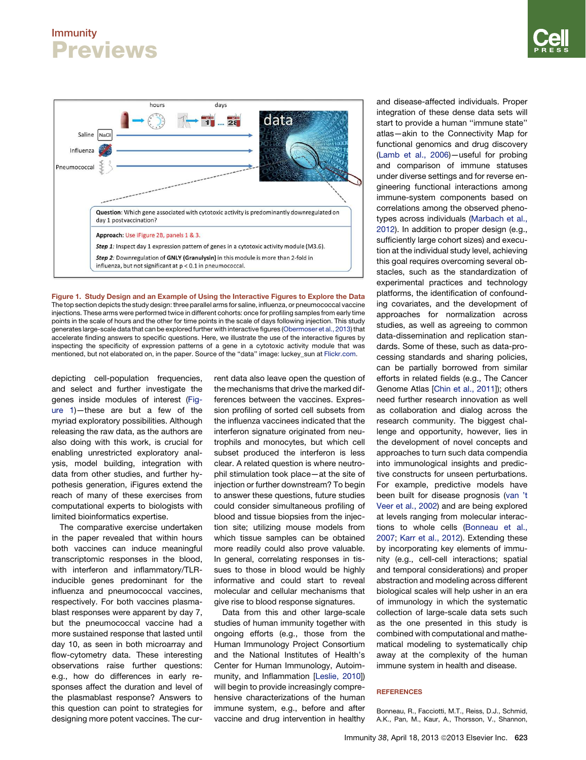hours

days

Saline NaCl

Influenza

Pneumococcal

data

**Question**: Which gene associated with cytotoxic activity is predominantly downregulated on day 1 postvaccination?

**Approach**: Use iFigure 2B, panels 1 & 3.

***Step 1:*** Inspect day 1 expression pattern of genes in a cytotoxic activity module (M3.6).

***Step 2:*** Downregulation of **GNLY (Granulysin)** in this module is more than 2-fold in influenza, but not significant at p < 0.1 in pneumococcal.

**Figure 1. Study Design and an Example of Using the Interactive Figures to Explore the Data**
The top section depicts the study design: three parallel arms for saline, influenza, or pneumococcal vaccine injections. These arms were performed twice in different cohorts: once for profiling samples from early time points in the scale of hours and the other for time points in the scale of days following injection. This study generates large-scale data that can be explored further with interactive figures (Obermoser et al., 2013) that accelerate finding answers to specific questions. Here, we illustrate the use of the interactive figures by inspecting the specificity of expression patterns of a gene in a cytotoxic activity module that was mentioned, but not elaborated on, in the paper. Source of the "data" image: luckey_sun at Flickr.com.

depicting cell-population frequencies, and select and further investigate the genes inside modules of interest (Figure 1)—these are but a few of the myriad exploratory possibilities. Although releasing the raw data, as the authors are also doing with this work, is crucial for enabling unrestricted exploratory analysis, model building, integration with data from other studies, and further hypothesis generation, iFigures extend the reach of many of these exercises from computational experts to biologists with limited bioinformatics expertise.

The comparative exercise undertaken in the paper revealed that within hours both vaccines can induce meaningful transcriptomic responses in the blood, with interferon and inflammatory/TLR-inducible genes predominant for the influenza and pneumococcal vaccines, respectively. For both vaccines plasmablast responses were apparent by day 7, but the pneumococcal vaccine had a more sustained response that lasted until day 10, as seen in both microarray and flow-cytometry data. These interesting observations raise further questions: e.g., how do differences in early responses affect the duration and level of the plasmablast response? Answers to this question can point to strategies for designing more potent vaccines. The current data also leave open the question of the mechanisms that drive the marked differences between the vaccines. Expression profiling of sorted cell subsets from the influenza vaccines indicated that the interferon signature originated from neutrophils and monocytes, but which cell subset produced the interferon is less clear. A related question is where neutrophil stimulation took place—at the site of injection or further downstream? To begin to answer these questions, future studies could consider simultaneous profiling of blood and tissue biopsies from the injection site; utilizing mouse models from which tissue samples can be obtained more readily could also prove valuable. In general, correlating responses in tissues to those in blood would be highly informative and could start to reveal molecular and cellular mechanisms that give rise to blood response signatures.

Data from this and other large-scale studies of human immunity together with ongoing efforts (e.g., those from the Human Immunology Project Consortium and the National Institutes of Health's Center for Human Immunology, Autoimmunity, and Inflammation [Leslie, 2010]) will begin to provide increasingly comprehensive characterizations of the human immune system, e.g., before and after vaccine and drug intervention in healthy and disease-affected individuals. Proper integration of these dense data sets will start to provide a human "immune state" atlas—akin to the Connectivity Map for functional genomics and drug discovery (Lamb et al., 2006)—useful for probing and comparison of immune statuses under diverse settings and for reverse engineering functional interactions among immune-system components based on correlations among the observed phenotypes across individuals (Marbach et al., 2012). In addition to proper design (e.g., sufficiently large cohort sizes) and execution at the individual study level, achieving this goal requires overcoming several obstacles, such as the standardization of experimental practices and technology platforms, the identification of confounding covariates, and the development of approaches for normalization across studies, as well as agreeing to common data-dissemination and replication standards. Some of these, such as data-processing standards and sharing policies, can be partially borrowed from similar efforts in related fields (e.g., The Cancer Genome Atlas [Chin et al., 2011]); others need further research innovation as well as collaboration and dialog across the research community. The biggest challenge and opportunity, however, lies in the development of novel concepts and approaches to turn such data compendia into immunological insights and predictive constructs for unseen perturbations. For example, predictive models have been built for disease prognosis (van 't Veer et al., 2002) and are being explored at levels ranging from molecular interactions to whole cells (Bonneau et al., 2007; Karr et al., 2012). Extending these by incorporating key elements of immunity (e.g., cell-cell interactions; spatial and temporal considerations) and proper abstraction and modeling across different biological scales will help usher in an era of immunology in which the systematic collection of large-scale data sets such as the one presented in this study is combined with computational and mathematical modeling to systematically chip away at the complexity of the human immune system in health and disease.

## REFERENCES

Bonneau, R., Facciotti, M.T., Reiss, D.J., Schmid, A.K., Pan, M., Kaur, A., Thorsson, V., Shannon,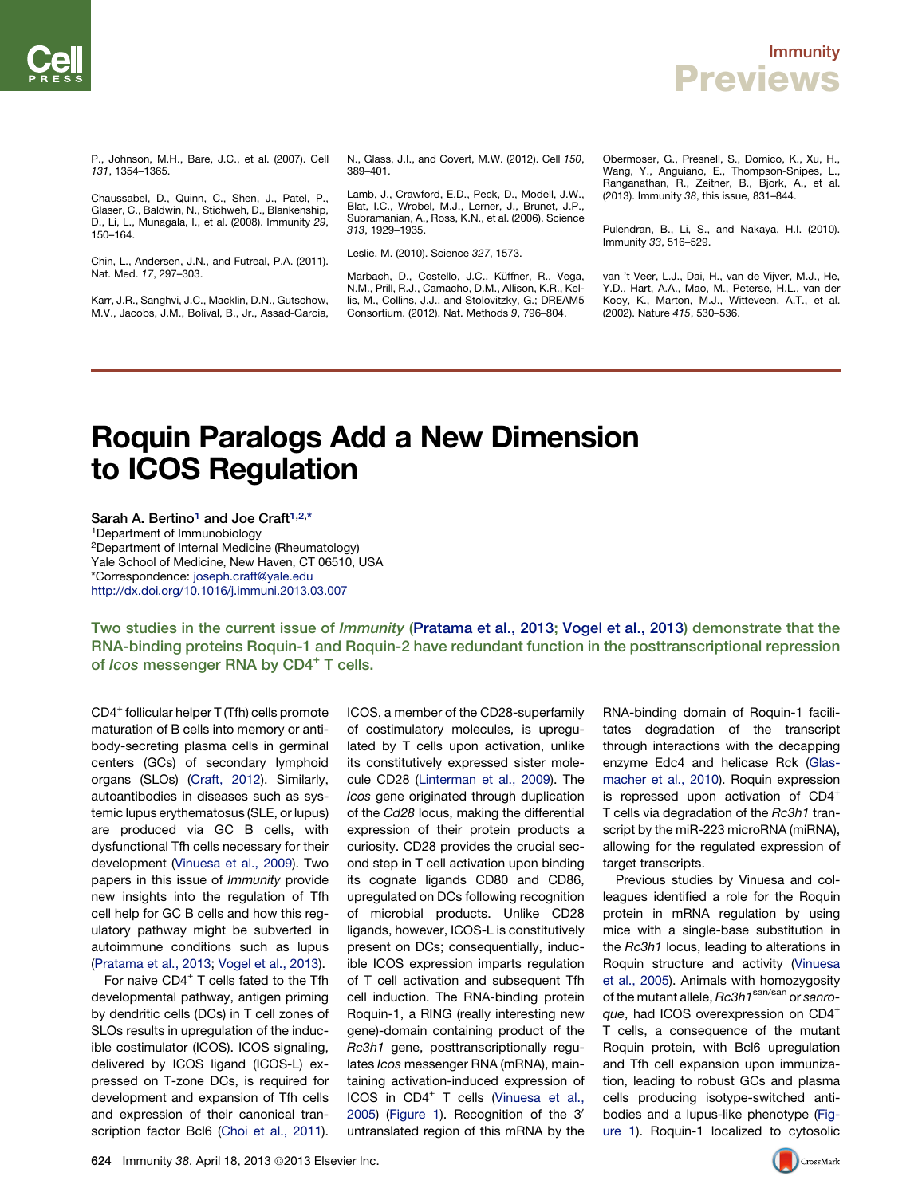P., Johnson, M.H., Bare, J.C., et al. (2007). Cell *131*, 1354–1365.

Chaussabel, D., Quinn, C., Shen, J., Patel, P., Glaser, C., Baldwin, N., Stichweh, D., Blankenship, D., Li, L., Munagala, I., et al. (2008). Immunity *29*, 150–164.

Chin, L., Andersen, J.N., and Futreal, P.A. (2011). Nat. Med. *17*, 297–303.

Karr, J.R., Sanghvi, J.C., Macklin, D.N., Gutschow, M.V., Jacobs, J.M., Bolival, B., Jr., Assad-Garcia, N., Glass, J.I., and Covert, M.W. (2012). Cell *150*, 389–401.

Lamb, J., Crawford, E.D., Peck, D., Modell, J.W., Blat, I.C., Wrobel, M.J., Lerner, J., Brunet, J.P., Subramanian, A., Ross, K.N., et al. (2006). Science *313*, 1929–1935.

Leslie, M. (2010). Science *327*, 1573.

Marbach, D., Costello, J.C., Küffner, R., Vega, N.M., Prill, R.J., Camacho, D.M., Allison, K.R., Kellis, M., Collins, J.J., and Stolovitzky, G.; DREAM5 Consortium. (2012). Nat. Methods *9*, 796–804.

Obermoser, G., Presnell, S., Domico, K., Xu, H., Wang, Y., Anguiano, E., Thompson-Snipes, L., Ranganathan, R., Zeitner, B., Bjork, A., et al. (2013). Immunity *38*, this issue, 831–844.

Pulendran, B., Li, S., and Nakaya, H.I. (2010). Immunity *33*, 516–529.

van 't Veer, L.J., Dai, H., van de Vijver, M.J., He, Y.D., Hart, A.A., Mao, M., Peterse, H.L., van der Kooy, K., Marton, M.J., Witteveen, A.T., et al. (2002). Nature *415*, 530–536.

# Roquin Paralogs Add a New Dimension to ICOS Regulation

Sarah A. Bertino[1] and Joe Craft[1,2,*]

[1]Department of Immunobiology
[2]Department of Internal Medicine (Rheumatology)
Yale School of Medicine, New Haven, CT 06510, USA
*Correspondence: joseph.craft@yale.edu
http://dx.doi.org/10.1016/j.immuni.2013.03.007

**Two studies in the current issue of *Immunity* (Pratama et al., 2013; Vogel et al., 2013) demonstrate that the RNA-binding proteins Roquin-1 and Roquin-2 have redundant function in the posttranscriptional repression of *Icos* messenger RNA by CD4+ T cells.**

CD4+ follicular helper T (Tfh) cells promote maturation of B cells into memory or antibody-secreting plasma cells in germinal centers (GCs) of secondary lymphoid organs (SLOs) (Craft, 2012). Similarly, autoantibodies in diseases such as systemic lupus erythematosus (SLE, or lupus) are produced via GC B cells, with dysfunctional Tfh cells necessary for their development (Vinuesa et al., 2009). Two papers in this issue of *Immunity* provide new insights into the regulation of Tfh cell help for GC B cells and how this regulatory pathway might be subverted in autoimmune conditions such as lupus (Pratama et al., 2013; Vogel et al., 2013).

For naive CD4+ T cells fated to the Tfh developmental pathway, antigen priming by dendritic cells (DCs) in T cell zones of SLOs results in upregulation of the inducible costimulator (ICOS). ICOS signaling, delivered by ICOS ligand (ICOS-L) expressed on T-zone DCs, is required for development and expansion of Tfh cells and expression of their canonical transcription factor Bcl6 (Choi et al., 2011). ICOS, a member of the CD28-superfamily of costimulatory molecules, is upregulated by T cells upon activation, unlike its constitutively expressed sister molecule CD28 (Linterman et al., 2009). The *Icos* gene originated through duplication of the *Cd28* locus, making the differential expression of their protein products a curiosity. CD28 provides the crucial second step in T cell activation upon binding its cognate ligands CD80 and CD86, upregulated on DCs following recognition of microbial products. Unlike CD28 ligands, however, ICOS-L is constitutively present on DCs; consequentially, inducible ICOS expression imparts regulation of T cell activation and subsequent Tfh cell induction. The RNA-binding protein Roquin-1, a RING (really interesting new gene)-domain containing product of the *Rc3h1* gene, posttranscriptionally regulates *Icos* messenger RNA (mRNA), maintaining activation-induced expression of ICOS in CD4+ T cells (Vinuesa et al., 2005) (Figure 1). Recognition of the 3′ untranslated region of this mRNA by the RNA-binding domain of Roquin-1 facilitates degradation of the transcript through interactions with the decapping enzyme Edc4 and helicase Rck (Glasmacher et al., 2010). Roquin expression is repressed upon activation of CD4+ T cells via degradation of the *Rc3h1* transcript by the miR-223 microRNA (miRNA), allowing for the regulated expression of target transcripts.

Previous studies by Vinuesa and colleagues identified a role for the Roquin protein in mRNA regulation by using mice with a single-base substitution in the *Rc3h1* locus, leading to alterations in Roquin structure and activity (Vinuesa et al., 2005). Animals with homozygosity of the mutant allele, *Rc3h1*$^{san/san}$ or *sanroque*, had ICOS overexpression on CD4+ T cells, a consequence of the mutant Roquin protein, with Bcl6 upregulation and Tfh cell expansion upon immunization, leading to robust GCs and plasma cells producing isotype-switched antibodies and a lupus-like phenotype (Figure 1). Roquin-1 localized to cytosolic